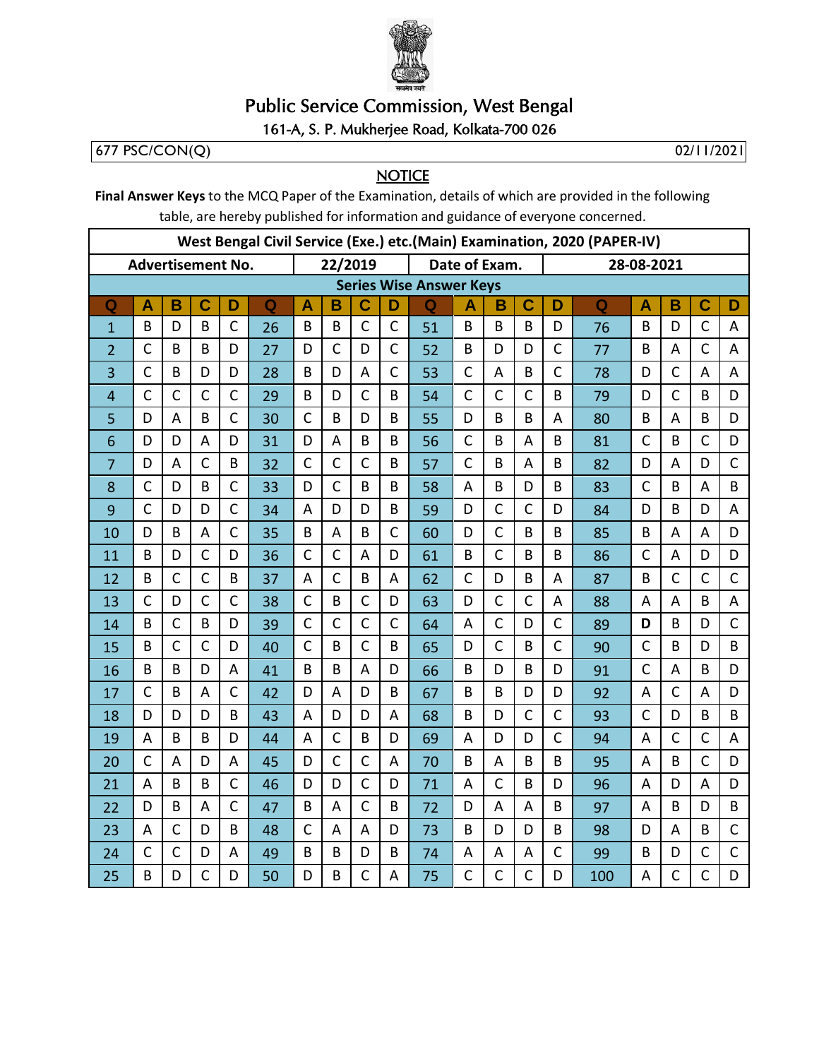# Public Service Commission, West Bengal

161-A, S. P. Mukherjee Road, Kolkata-700 026

677 PSC/CON(Q) 02/11/2021

## NOTICE

**Final Answer Keys** to the MCQ Paper of the Examination, details of which are provided in the following table, are hereby published for information and guidance of everyone concerned.

| West Bengal Civil Service (Exe.) etc.(Main) Examination, 2020 (PAPER-IV) | | | | | | | | | | | | | | | | | | | |
|---|---|---|---|---|---|---|---|---|---|---|---|---|---|---|---|---|---|---|---|
| Advertisement No. | | | | | 22/2019 | | | | Date of Exam. | | | | | 28-08-2021 | | | | | |
| Series Wise Answer Keys | | | | | | | | | | | | | | | | | | | |
| Q | A | B | C | D | Q | A | B | C | D | Q | A | B | C | D | Q | A | B | C | D |
| 1 | B | D | B | C | 26 | B | B | C | C | 51 | B | B | B | D | 76 | B | D | C | A |
| 2 | C | B | B | D | 27 | D | C | D | C | 52 | B | D | D | C | 77 | B | A | C | A |
| 3 | C | B | D | D | 28 | B | D | A | C | 53 | C | A | B | C | 78 | D | C | A | A |
| 4 | C | C | C | C | 29 | B | D | C | B | 54 | C | C | C | B | 79 | D | C | B | D |
| 5 | D | A | B | C | 30 | C | B | D | B | 55 | D | B | B | A | 80 | B | A | B | D |
| 6 | D | D | A | D | 31 | D | A | B | B | 56 | C | B | A | B | 81 | C | B | C | D |
| 7 | D | A | C | B | 32 | C | C | C | B | 57 | C | B | A | B | 82 | D | A | D | C |
| 8 | C | D | B | C | 33 | D | C | B | B | 58 | A | B | D | B | 83 | C | B | A | B |
| 9 | C | D | D | C | 34 | A | D | D | B | 59 | D | C | C | D | 84 | D | B | D | A |
| 10 | D | B | A | C | 35 | B | A | B | C | 60 | D | C | B | B | 85 | B | A | A | D |
| 11 | B | D | C | D | 36 | C | C | A | D | 61 | B | C | B | B | 86 | C | A | D | D |
| 12 | B | C | C | B | 37 | A | C | B | A | 62 | C | D | B | A | 87 | B | C | C | C |
| 13 | C | D | C | C | 38 | C | B | C | D | 63 | D | C | C | A | 88 | A | A | B | A |
| 14 | B | C | B | D | 39 | C | C | C | C | 64 | A | C | D | C | 89 | D | B | D | C |
| 15 | B | C | C | D | 40 | C | B | C | B | 65 | D | C | B | C | 90 | C | B | D | B |
| 16 | B | B | D | A | 41 | B | B | A | D | 66 | B | D | B | D | 91 | C | A | B | D |
| 17 | C | B | A | C | 42 | D | A | D | B | 67 | B | B | D | D | 92 | A | C | A | D |
| 18 | D | D | D | B | 43 | A | D | D | A | 68 | B | D | C | C | 93 | C | D | B | B |
| 19 | A | B | B | D | 44 | A | C | B | D | 69 | A | D | D | C | 94 | A | C | C | A |
| 20 | C | A | D | A | 45 | D | C | C | A | 70 | B | A | B | B | 95 | A | B | C | D |
| 21 | A | B | B | C | 46 | D | D | C | D | 71 | A | C | B | D | 96 | A | D | A | D |
| 22 | D | B | A | C | 47 | B | A | C | B | 72 | D | A | A | B | 97 | A | B | D | B |
| 23 | A | C | D | B | 48 | C | A | A | D | 73 | B | D | D | B | 98 | D | A | B | C |
| 24 | C | C | D | A | 49 | B | B | D | B | 74 | A | A | A | C | 99 | B | D | C | C |
| 25 | B | D | C | D | 50 | D | B | C | A | 75 | C | C | C | D | 100 | A | C | C | D |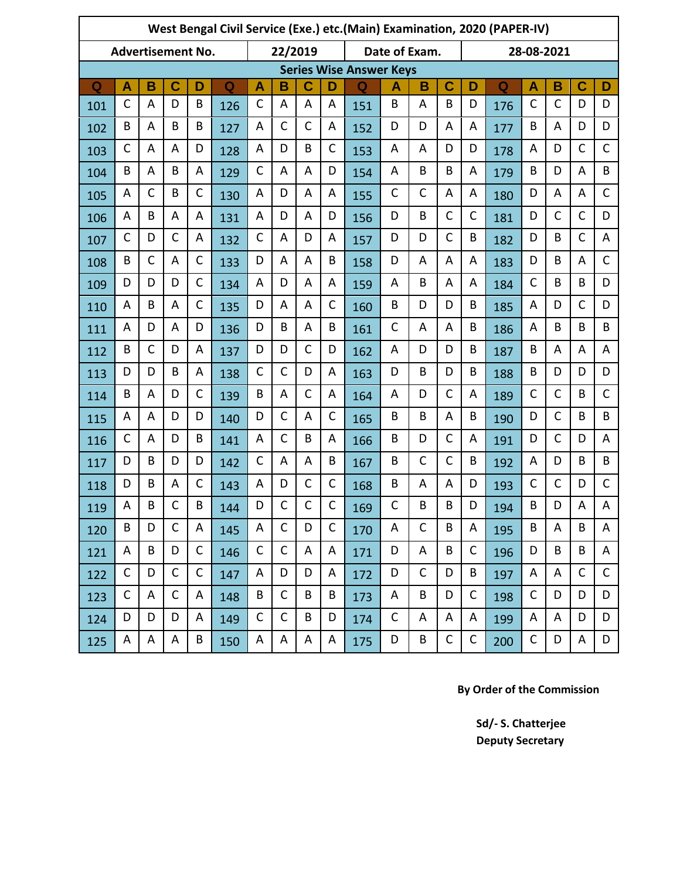**West Bengal Civil Service (Exe.) etc.(Main) Examination, 2020 (PAPER-IV)**

| Advertisement No. | 22/2019 | Date of Exam. | 28-08-2021 |
|---|---|---|---|

**Series Wise Answer Keys**

| Q | A | B | C | D | Q | A | B | C | D | Q | A | B | C | D | Q | A | B | C | D |
|---|---|---|---|---|---|---|---|---|---|---|---|---|---|---|---|---|---|---|---|
| 101 | C | A | D | B | 126 | C | A | A | A | 151 | B | A | B | D | 176 | C | C | D | D |
| 102 | B | A | B | B | 127 | A | C | C | A | 152 | D | D | A | A | 177 | B | A | D | D |
| 103 | C | A | A | D | 128 | A | D | B | C | 153 | A | A | D | D | 178 | A | D | C | C |
| 104 | B | A | B | A | 129 | C | A | A | D | 154 | A | B | B | A | 179 | B | D | A | B |
| 105 | A | C | B | C | 130 | A | D | A | A | 155 | C | C | A | A | 180 | D | A | A | C |
| 106 | A | B | A | A | 131 | A | D | A | D | 156 | D | B | C | C | 181 | D | C | C | D |
| 107 | C | D | C | A | 132 | C | A | D | A | 157 | D | D | C | B | 182 | D | B | C | A |
| 108 | B | C | A | C | 133 | D | A | A | B | 158 | D | A | A | A | 183 | D | B | A | C |
| 109 | D | D | D | C | 134 | A | D | A | A | 159 | A | B | A | A | 184 | C | B | B | D |
| 110 | A | B | A | C | 135 | D | A | A | C | 160 | B | D | D | B | 185 | A | D | C | D |
| 111 | A | D | A | D | 136 | D | B | A | B | 161 | C | A | A | B | 186 | A | B | B | B |
| 112 | B | C | D | A | 137 | D | D | C | D | 162 | A | D | D | B | 187 | B | A | A | A |
| 113 | D | D | B | A | 138 | C | C | D | A | 163 | D | B | D | B | 188 | B | D | D | D |
| 114 | B | A | D | C | 139 | B | A | C | A | 164 | A | D | C | A | 189 | C | C | B | C |
| 115 | A | A | D | D | 140 | D | C | A | C | 165 | B | B | A | B | 190 | D | C | B | B |
| 116 | C | A | D | B | 141 | A | C | B | A | 166 | B | D | C | A | 191 | D | C | D | A |
| 117 | D | B | D | D | 142 | C | A | A | B | 167 | B | C | C | B | 192 | A | D | B | B |
| 118 | D | B | A | C | 143 | A | D | C | C | 168 | B | A | A | D | 193 | C | C | D | C |
| 119 | A | B | C | B | 144 | D | C | C | C | 169 | C | B | B | D | 194 | B | D | A | A |
| 120 | B | D | C | A | 145 | A | C | D | C | 170 | A | C | B | A | 195 | B | A | B | A |
| 121 | A | B | D | C | 146 | C | C | A | A | 171 | D | A | B | C | 196 | D | B | B | A |
| 122 | C | D | C | C | 147 | A | D | D | A | 172 | D | C | D | B | 197 | A | A | C | C |
| 123 | C | A | C | A | 148 | B | C | B | B | 173 | A | B | D | C | 198 | C | D | D | D |
| 124 | D | D | D | A | 149 | C | C | B | D | 174 | C | A | A | A | 199 | A | A | D | D |
| 125 | A | A | A | B | 150 | A | A | A | A | 175 | D | B | C | C | 200 | C | D | A | D |

**By Order of the Commission**

**Sd/- S. Chatterjee**
**Deputy Secretary**